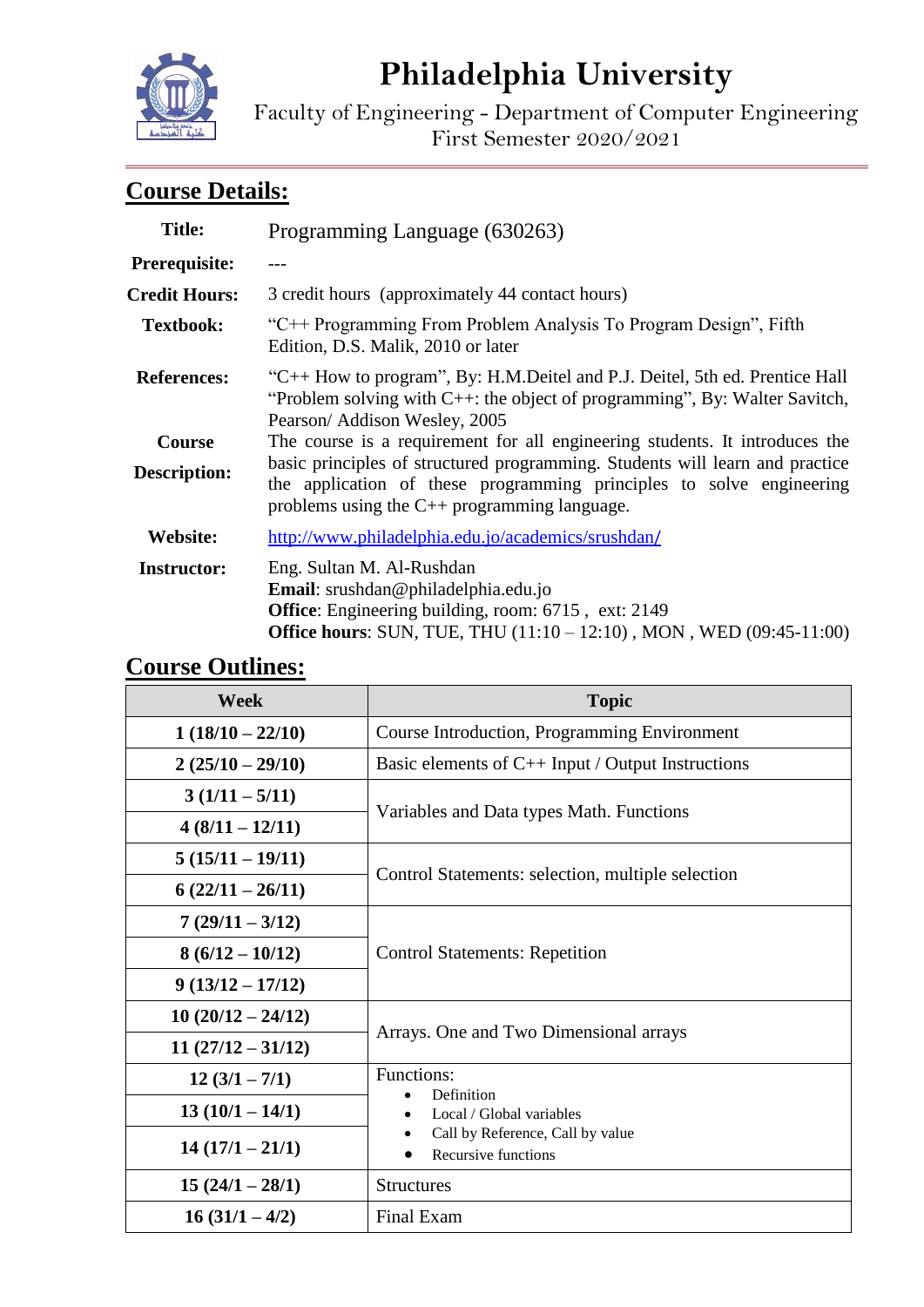# Philadelphia University

Faculty of Engineering - Department of Computer Engineering
First Semester 2020/2021

## Course Details:

**Title:** Programming Language (630263)

**Prerequisite:** ---

**Credit Hours:** 3 credit hours (approximately 44 contact hours)

**Textbook:** "C++ Programming From Problem Analysis To Program Design", Fifth Edition, D.S. Malik, 2010 or later

**References:** "C++ How to program", By: H.M.Deitel and P.J. Deitel, 5th ed. Prentice Hall
"Problem solving with C++: the object of programming", By: Walter Savitch, Pearson/ Addison Wesley, 2005

**Course Description:** The course is a requirement for all engineering students. It introduces the basic principles of structured programming. Students will learn and practice the application of these programming principles to solve engineering problems using the C++ programming language.

**Website:** http://www.philadelphia.edu.jo/academics/srushdan/

**Instructor:** Eng. Sultan M. Al-Rushdan
**Email**: srushdan@philadelphia.edu.jo
**Office**: Engineering building, room: 6715 , ext: 2149
**Office hours**: SUN, TUE, THU (11:10 – 12:10) , MON , WED (09:45-11:00)

## Course Outlines:

| Week | Topic |
|---|---|
| 1 (18/10 – 22/10) | Course Introduction, Programming Environment |
| 2 (25/10 – 29/10) | Basic elements of C++ Input / Output Instructions |
| 3 (1/11 – 5/11) | Variables and Data types Math. Functions |
| 4 (8/11 – 12/11) | |
| 5 (15/11 – 19/11) | Control Statements: selection, multiple selection |
| 6 (22/11 – 26/11) | |
| 7 (29/11 – 3/12) | Control Statements: Repetition |
| 8 (6/12 – 10/12) | |
| 9 (13/12 – 17/12) | |
| 10 (20/12 – 24/12) | Arrays. One and Two Dimensional arrays |
| 11 (27/12 – 31/12) | |
| 12 (3/1 – 7/1) | Functions: • Definition • Local / Global variables • Call by Reference, Call by value • Recursive functions |
| 13 (10/1 – 14/1) | |
| 14 (17/1 – 21/1) | |
| 15 (24/1 – 28/1) | Structures |
| 16 (31/1 – 4/2) | Final Exam |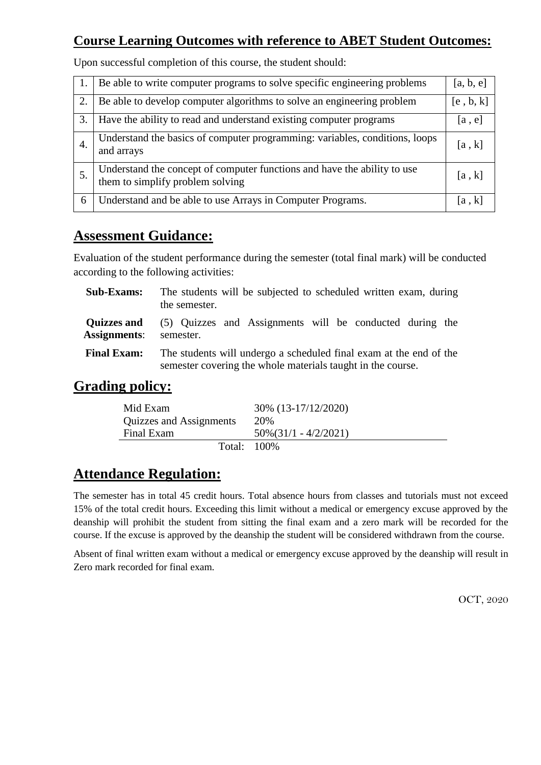## Course Learning Outcomes with reference to ABET Student Outcomes:

Upon successful completion of this course, the student should:

| | | |
|---|---|---|
| 1. | Be able to write computer programs to solve specific engineering problems | [a, b, e] |
| 2. | Be able to develop computer algorithms to solve an engineering problem | [e , b, k] |
| 3. | Have the ability to read and understand existing computer programs | [a , e] |
| 4. | Understand the basics of computer programming: variables, conditions, loops and arrays | [a , k] |
| 5. | Understand the concept of computer functions and have the ability to use them to simplify problem solving | [a , k] |
| 6 | Understand and be able to use Arrays in Computer Programs. | [a , k] |

## Assessment Guidance:

Evaluation of the student performance during the semester (total final mark) will be conducted according to the following activities:

**Sub-Exams:** The students will be subjected to scheduled written exam, during the semester.

**Quizzes and Assignments**: (5) Quizzes and Assignments will be conducted during the semester.

**Final Exam:** The students will undergo a scheduled final exam at the end of the semester covering the whole materials taught in the course.

## Grading policy:

| | |
|---|---|
| Mid Exam | 30% (13-17/12/2020) |
| Quizzes and Assignments | 20% |
| Final Exam | 50%(31/1 - 4/2/2021) |
| Total: | 100% |

## Attendance Regulation:

The semester has in total 45 credit hours. Total absence hours from classes and tutorials must not exceed 15% of the total credit hours. Exceeding this limit without a medical or emergency excuse approved by the deanship will prohibit the student from sitting the final exam and a zero mark will be recorded for the course. If the excuse is approved by the deanship the student will be considered withdrawn from the course.

Absent of final written exam without a medical or emergency excuse approved by the deanship will result in Zero mark recorded for final exam.

OCT, 2020